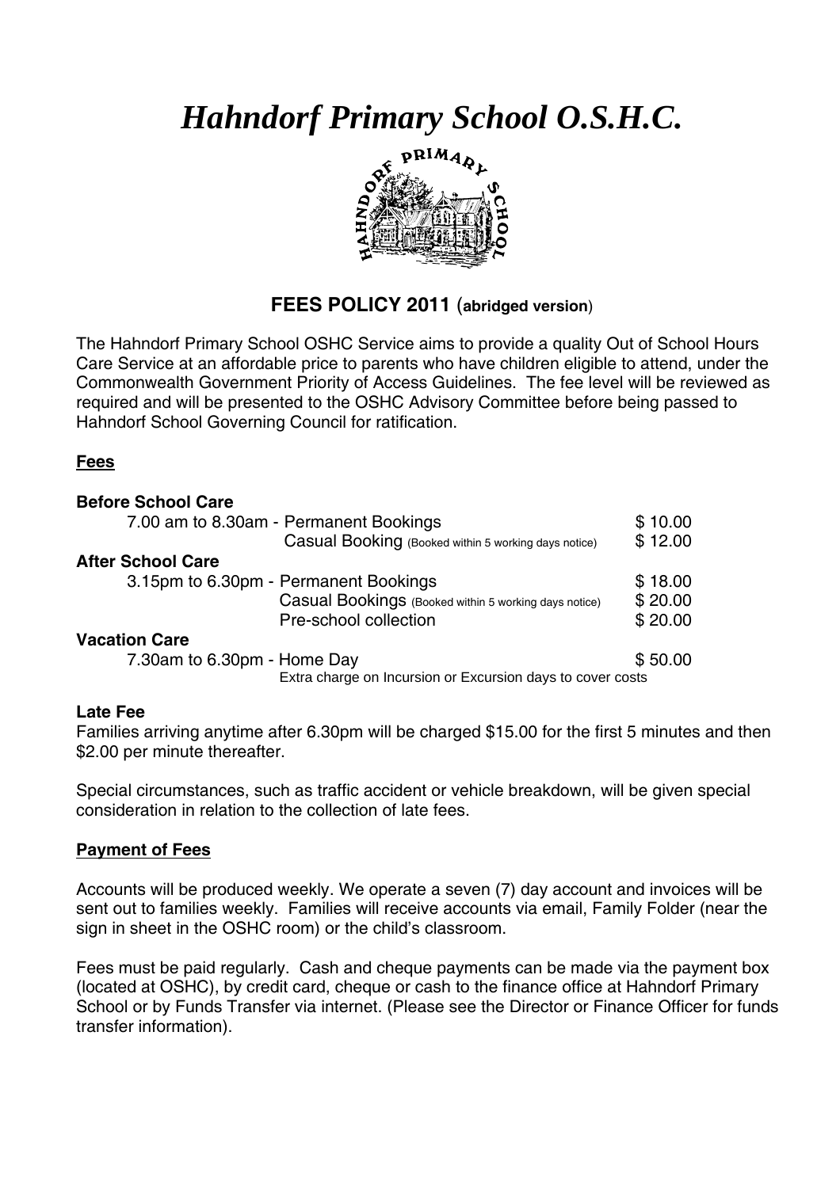# *Hahndorf Primary School O.S.H.C.*

## FEES POLICY 2011 (abridged version)

The Hahndorf Primary School OSHC Service aims to provide a quality Out of School Hours Care Service at an affordable price to parents who have children eligible to attend, under the Commonwealth Government Priority of Access Guidelines. The fee level will be reviewed as required and will be presented to the OSHC Advisory Committee before being passed to Hahndorf School Governing Council for ratification.

### Fees

**Before School Care**

| | | |
|---|---|---|
| 7.00 am to 8.30am - | Permanent Bookings | $ 10.00 |
| | Casual Booking (Booked within 5 working days notice) | $ 12.00 |

**After School Care**

| | | |
|---|---|---|
| 3.15pm to 6.30pm - | Permanent Bookings | $ 18.00 |
| | Casual Bookings (Booked within 5 working days notice) | $ 20.00 |
| | Pre-school collection | $ 20.00 |

**Vacation Care**

| | | |
|---|---|---|
| 7.30am to 6.30pm - | Home Day | $ 50.00 |
| | Extra charge on Incursion or Excursion days to cover costs | |

**Late Fee**

Families arriving anytime after 6.30pm will be charged $15.00 for the first 5 minutes and then $2.00 per minute thereafter.

Special circumstances, such as traffic accident or vehicle breakdown, will be given special consideration in relation to the collection of late fees.

### Payment of Fees

Accounts will be produced weekly. We operate a seven (7) day account and invoices will be sent out to families weekly. Families will receive accounts via email, Family Folder (near the sign in sheet in the OSHC room) or the child's classroom.

Fees must be paid regularly. Cash and cheque payments can be made via the payment box (located at OSHC), by credit card, cheque or cash to the finance office at Hahndorf Primary School or by Funds Transfer via internet. (Please see the Director or Finance Officer for funds transfer information).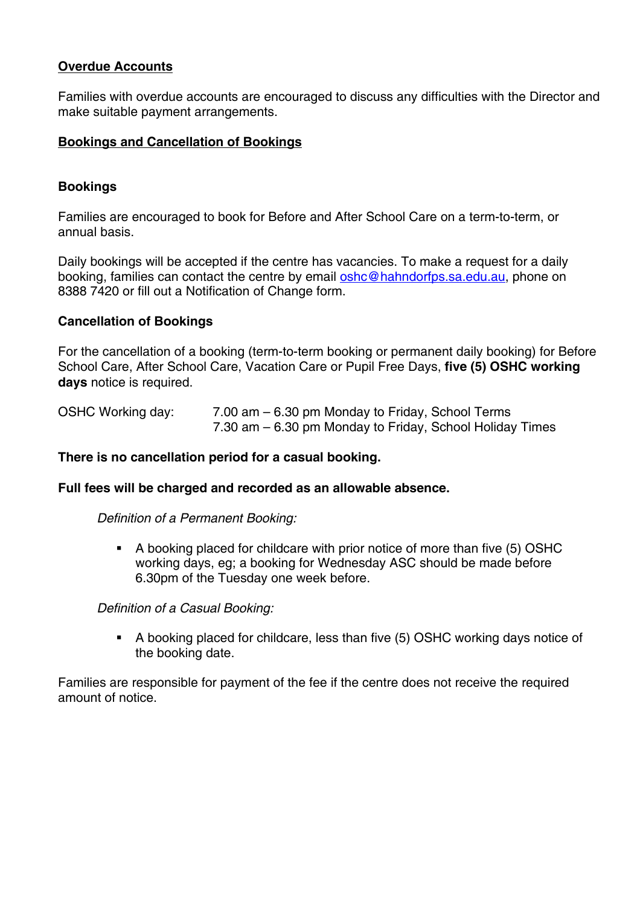## **Overdue Accounts**

Families with overdue accounts are encouraged to discuss any difficulties with the Director and make suitable payment arrangements.

## **Bookings and Cancellation of Bookings**

### Bookings

Families are encouraged to book for Before and After School Care on a term-to-term, or annual basis.

Daily bookings will be accepted if the centre has vacancies. To make a request for a daily booking, families can contact the centre by email oshc@hahndorfps.sa.edu.au, phone on 8388 7420 or fill out a Notification of Change form.

### Cancellation of Bookings

For the cancellation of a booking (term-to-term booking or permanent daily booking) for Before School Care, After School Care, Vacation Care or Pupil Free Days, **five (5) OSHC working days** notice is required.

| | |
|---|---|
| OSHC Working day: | 7.00 am – 6.30 pm Monday to Friday, School Terms |
| | 7.30 am – 6.30 pm Monday to Friday, School Holiday Times |

**There is no cancellation period for a casual booking.**

**Full fees will be charged and recorded as an allowable absence.**

*Definition of a Permanent Booking:*

- A booking placed for childcare with prior notice of more than five (5) OSHC working days, eg; a booking for Wednesday ASC should be made before 6.30pm of the Tuesday one week before.

*Definition of a Casual Booking:*

- A booking placed for childcare, less than five (5) OSHC working days notice of the booking date.

Families are responsible for payment of the fee if the centre does not receive the required amount of notice.